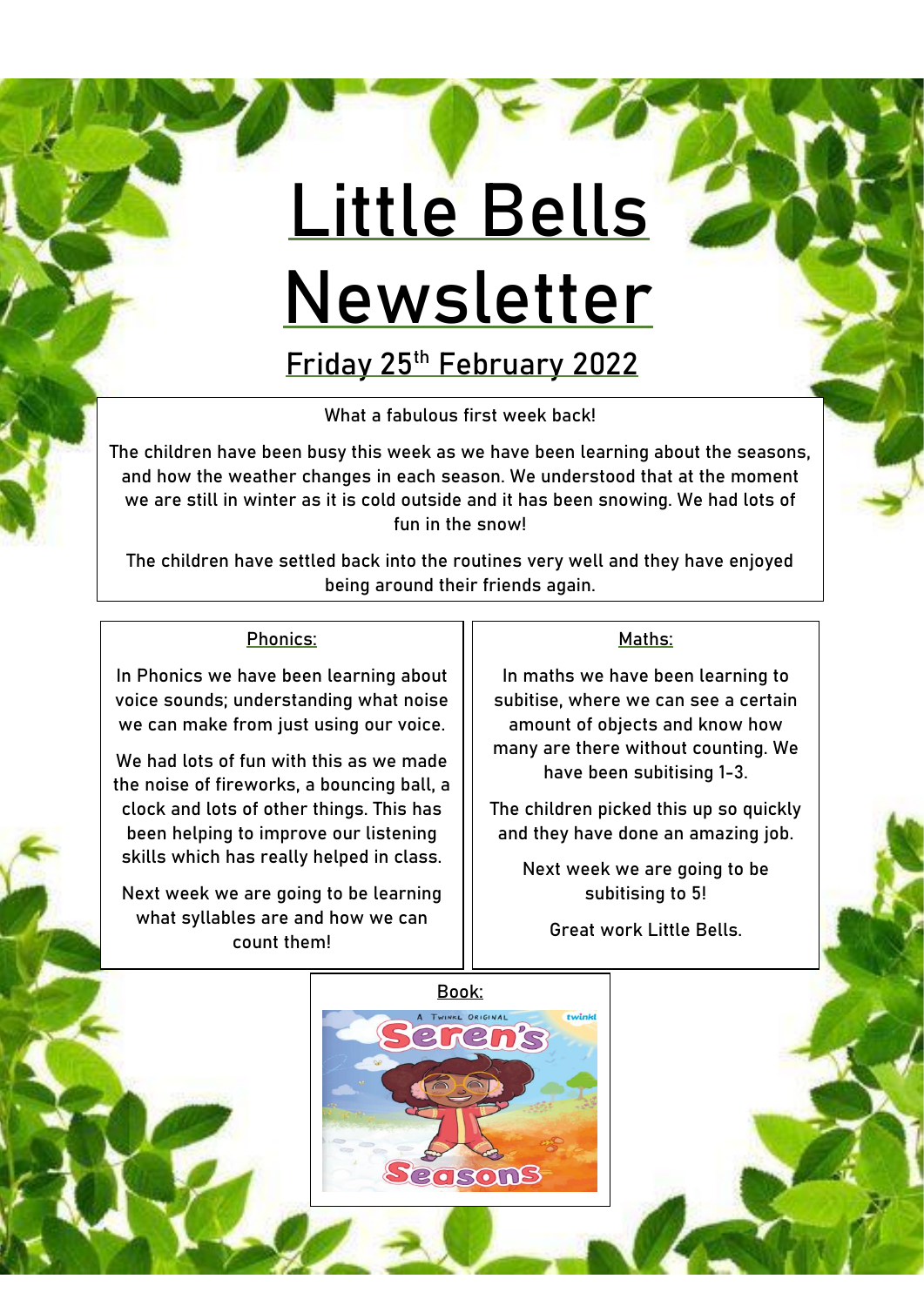# Little Bells Newsletter

## Friday 25th February 2022

What a fabulous first week back!

The children have been busy this week as we have been learning about the seasons, and how the weather changes in each season. We understood that at the moment we are still in winter as it is cold outside and it has been snowing. We had lots of fun in the snow!

The children have settled back into the routines very well and they have enjoyed being around their friends again.

### Phonics:

In Phonics we have been learning about voice sounds; understanding what noise we can make from just using our voice.

We had lots of fun with this as we made the noise of fireworks, a bouncing ball, a clock and lots of other things. This has been helping to improve our listening skills which has really helped in class.

Next week we are going to be learning what syllables are and how we can count them!

### Maths:

In maths we have been learning to subitise, where we can see a certain amount of objects and know how many are there without counting. We have been subitising 1-3.

The children picked this up so quickly and they have done an amazing job.

Next week we are going to be subitising to 5!

Great work Little Bells.

### Book:

A Twinkl Original
Seren's Seasons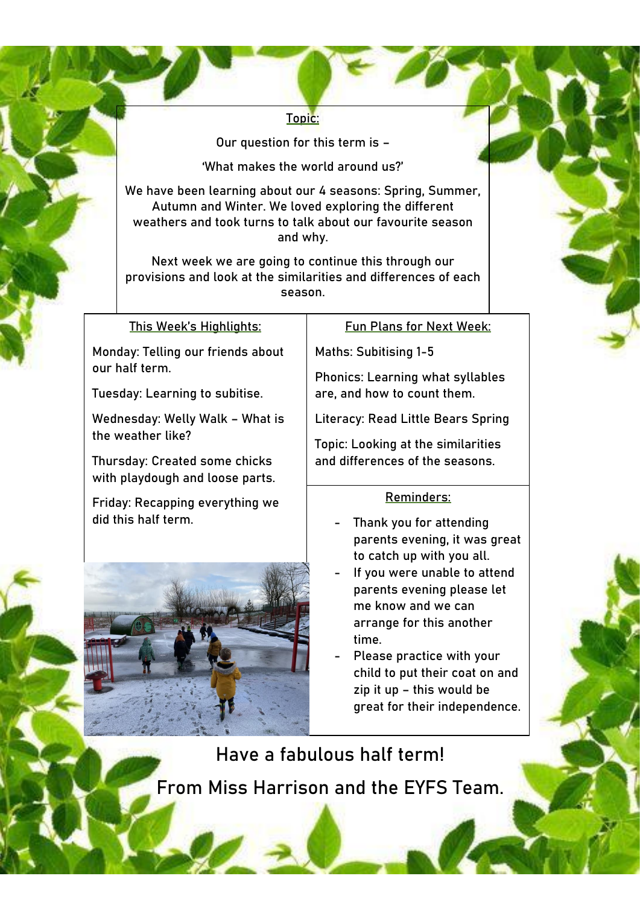## Topic:

Our question for this term is –

'What makes the world around us?'

We have been learning about our 4 seasons: Spring, Summer, Autumn and Winter. We loved exploring the different weathers and took turns to talk about our favourite season and why.

Next week we are going to continue this through our provisions and look at the similarities and differences of each season.

## This Week's Highlights:

Monday: Telling our friends about our half term.

Tuesday: Learning to subitise.

Wednesday: Welly Walk – What is the weather like?

Thursday: Created some chicks with playdough and loose parts.

Friday: Recapping everything we did this half term.

## Fun Plans for Next Week:

Maths: Subitising 1-5

Phonics: Learning what syllables are, and how to count them.

Literacy: Read Little Bears Spring

Topic: Looking at the similarities and differences of the seasons.

## Reminders:

- Thank you for attending parents evening, it was great to catch up with you all.
- If you were unable to attend parents evening please let me know and we can arrange for this another time.
- Please practice with your child to put their coat on and zip it up – this would be great for their independence.

Have a fabulous half term!

From Miss Harrison and the EYFS Team.